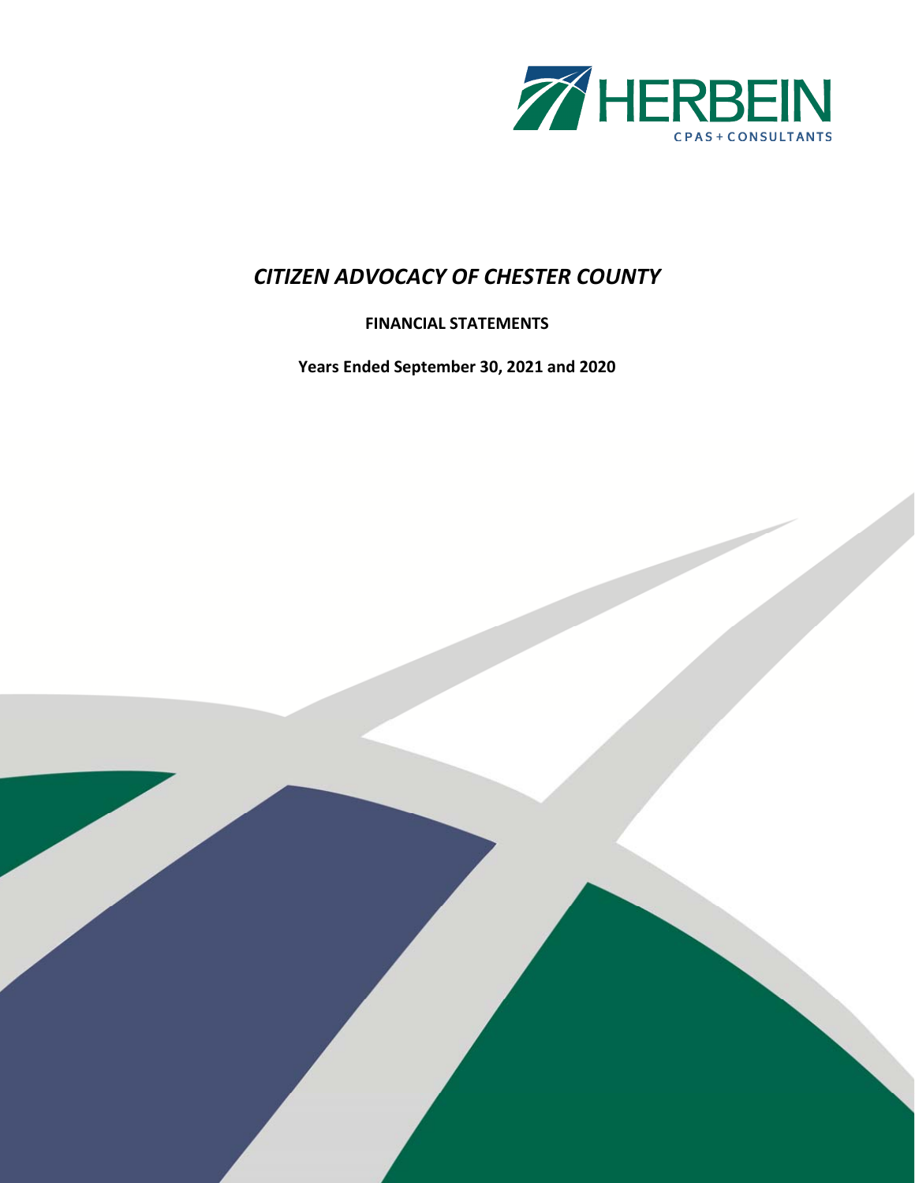HERBEIN

CPAS + CONSULTANTS

# *CITIZEN ADVOCACY OF CHESTER COUNTY*

**FINANCIAL STATEMENTS**

**Years Ended September 30, 2021 and 2020**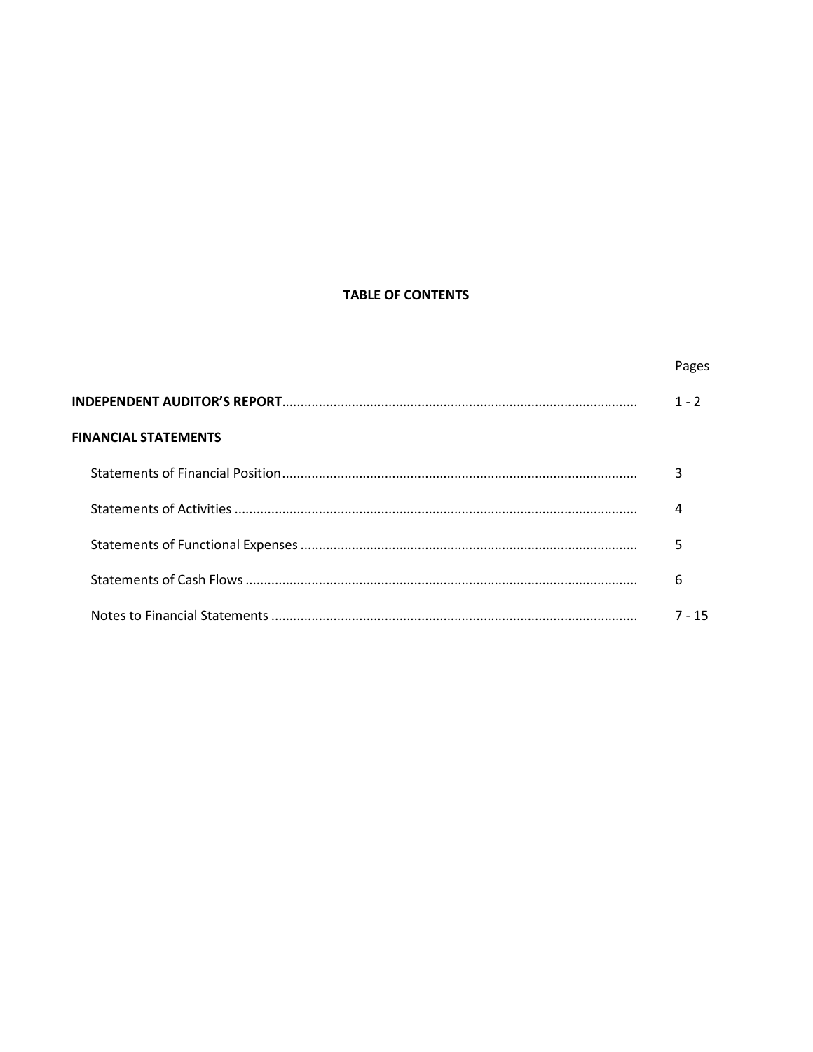# TABLE OF CONTENTS

| | Pages |
|---|---|
| **INDEPENDENT AUDITOR'S REPORT** | 1 - 2 |
| **FINANCIAL STATEMENTS** | |
| Statements of Financial Position | 3 |
| Statements of Activities | 4 |
| Statements of Functional Expenses | 5 |
| Statements of Cash Flows | 6 |
| Notes to Financial Statements | 7 - 15 |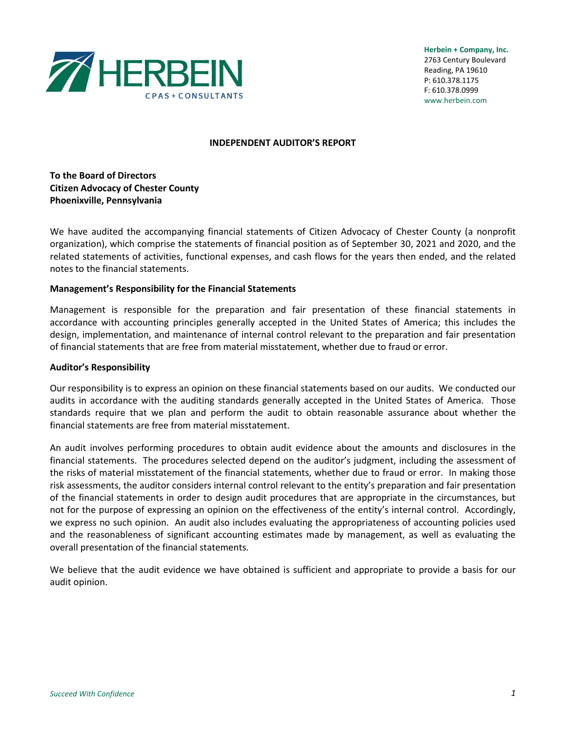**Herbein + Company, Inc.**
2763 Century Boulevard
Reading, PA 19610
P: 610.378.1175
F: 610.378.0999
www.herbein.com

## INDEPENDENT AUDITOR'S REPORT

**To the Board of Directors**
**Citizen Advocacy of Chester County**
**Phoenixville, Pennsylvania**

We have audited the accompanying financial statements of Citizen Advocacy of Chester County (a nonprofit organization), which comprise the statements of financial position as of September 30, 2021 and 2020, and the related statements of activities, functional expenses, and cash flows for the years then ended, and the related notes to the financial statements.

### Management's Responsibility for the Financial Statements

Management is responsible for the preparation and fair presentation of these financial statements in accordance with accounting principles generally accepted in the United States of America; this includes the design, implementation, and maintenance of internal control relevant to the preparation and fair presentation of financial statements that are free from material misstatement, whether due to fraud or error.

### Auditor's Responsibility

Our responsibility is to express an opinion on these financial statements based on our audits. We conducted our audits in accordance with the auditing standards generally accepted in the United States of America. Those standards require that we plan and perform the audit to obtain reasonable assurance about whether the financial statements are free from material misstatement.

An audit involves performing procedures to obtain audit evidence about the amounts and disclosures in the financial statements. The procedures selected depend on the auditor's judgment, including the assessment of the risks of material misstatement of the financial statements, whether due to fraud or error. In making those risk assessments, the auditor considers internal control relevant to the entity's preparation and fair presentation of the financial statements in order to design audit procedures that are appropriate in the circumstances, but not for the purpose of expressing an opinion on the effectiveness of the entity's internal control. Accordingly, we express no such opinion. An audit also includes evaluating the appropriateness of accounting policies used and the reasonableness of significant accounting estimates made by management, as well as evaluating the overall presentation of the financial statements.

We believe that the audit evidence we have obtained is sufficient and appropriate to provide a basis for our audit opinion.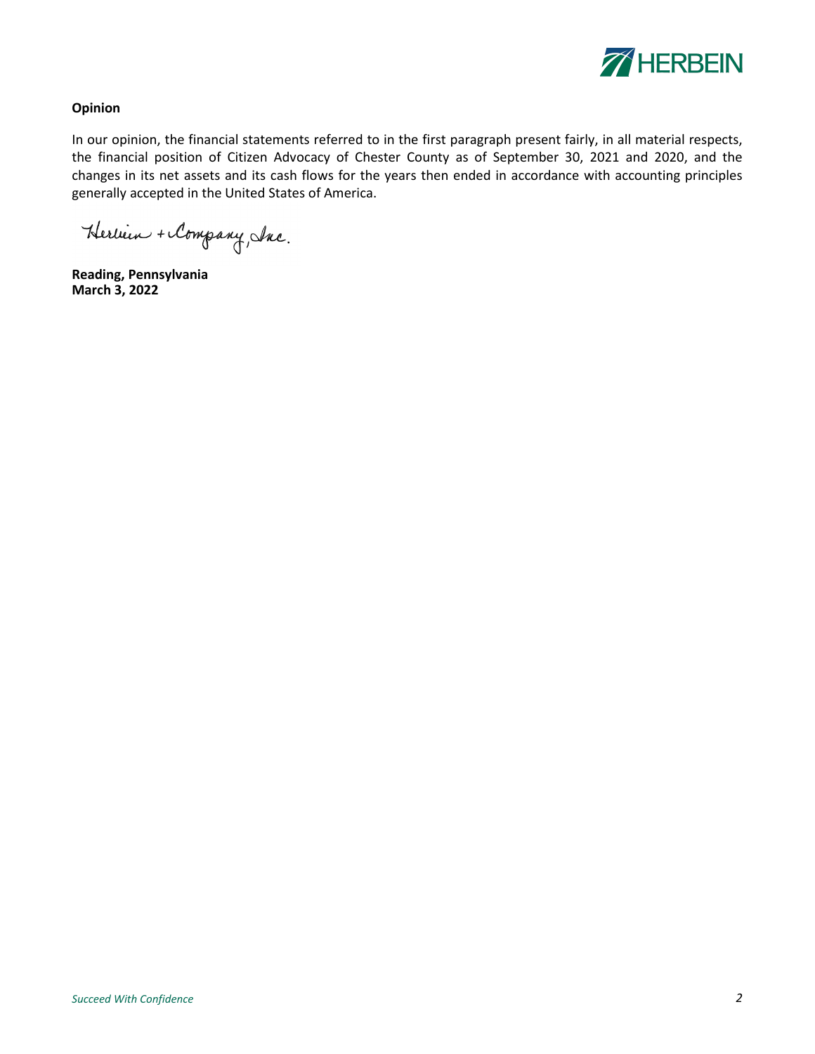**Opinion**

In our opinion, the financial statements referred to in the first paragraph present fairly, in all material respects, the financial position of Citizen Advocacy of Chester County as of September 30, 2021 and 2020, and the changes in its net assets and its cash flows for the years then ended in accordance with accounting principles generally accepted in the United States of America.

Herbein + Company, Inc.

**Reading, Pennsylvania**
**March 3, 2022**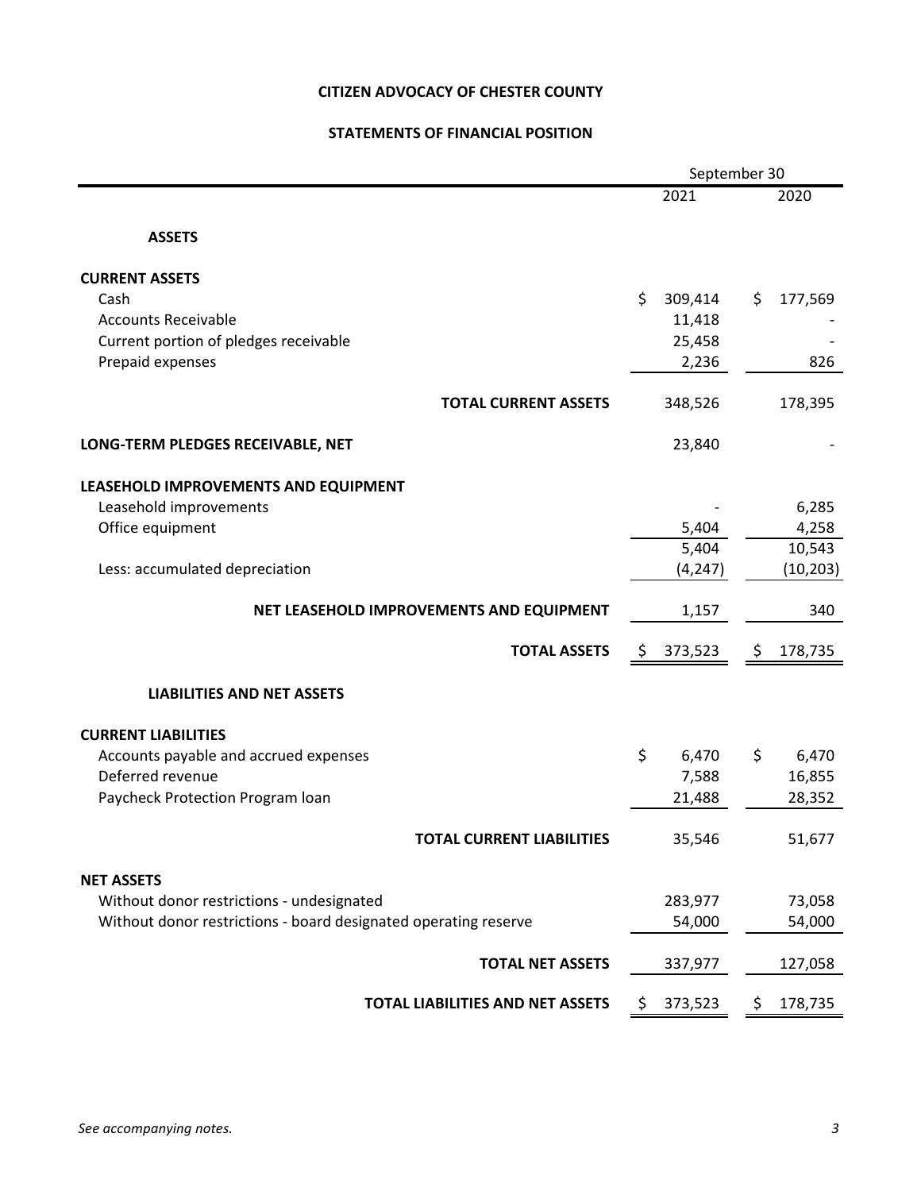# CITIZEN ADVOCACY OF CHESTER COUNTY

## STATEMENTS OF FINANCIAL POSITION

| | September 30 | |
|---|---|---|
| | 2021 | 2020 |
| **ASSETS** | | |
| **CURRENT ASSETS** | | |
| Cash | $ 309,414 | $ 177,569 |
| Accounts Receivable | 11,418 | - |
| Current portion of pledges receivable | 25,458 | - |
| Prepaid expenses | 2,236 | 826 |
| **TOTAL CURRENT ASSETS** | 348,526 | 178,395 |
| **LONG-TERM PLEDGES RECEIVABLE, NET** | 23,840 | - |
| **LEASEHOLD IMPROVEMENTS AND EQUIPMENT** | | |
| Leasehold improvements | - | 6,285 |
| Office equipment | 5,404 | 4,258 |
| | 5,404 | 10,543 |
| Less: accumulated depreciation | (4,247) | (10,203) |
| **NET LEASEHOLD IMPROVEMENTS AND EQUIPMENT** | 1,157 | 340 |
| **TOTAL ASSETS** | $ 373,523 | $ 178,735 |
| **LIABILITIES AND NET ASSETS** | | |
| **CURRENT LIABILITIES** | | |
| Accounts payable and accrued expenses | $ 6,470 | $ 6,470 |
| Deferred revenue | 7,588 | 16,855 |
| Paycheck Protection Program loan | 21,488 | 28,352 |
| **TOTAL CURRENT LIABILITIES** | 35,546 | 51,677 |
| **NET ASSETS** | | |
| Without donor restrictions - undesignated | 283,977 | 73,058 |
| Without donor restrictions - board designated operating reserve | 54,000 | 54,000 |
| **TOTAL NET ASSETS** | 337,977 | 127,058 |
| **TOTAL LIABILITIES AND NET ASSETS** | $ 373,523 | $ 178,735 |

*See accompanying notes.*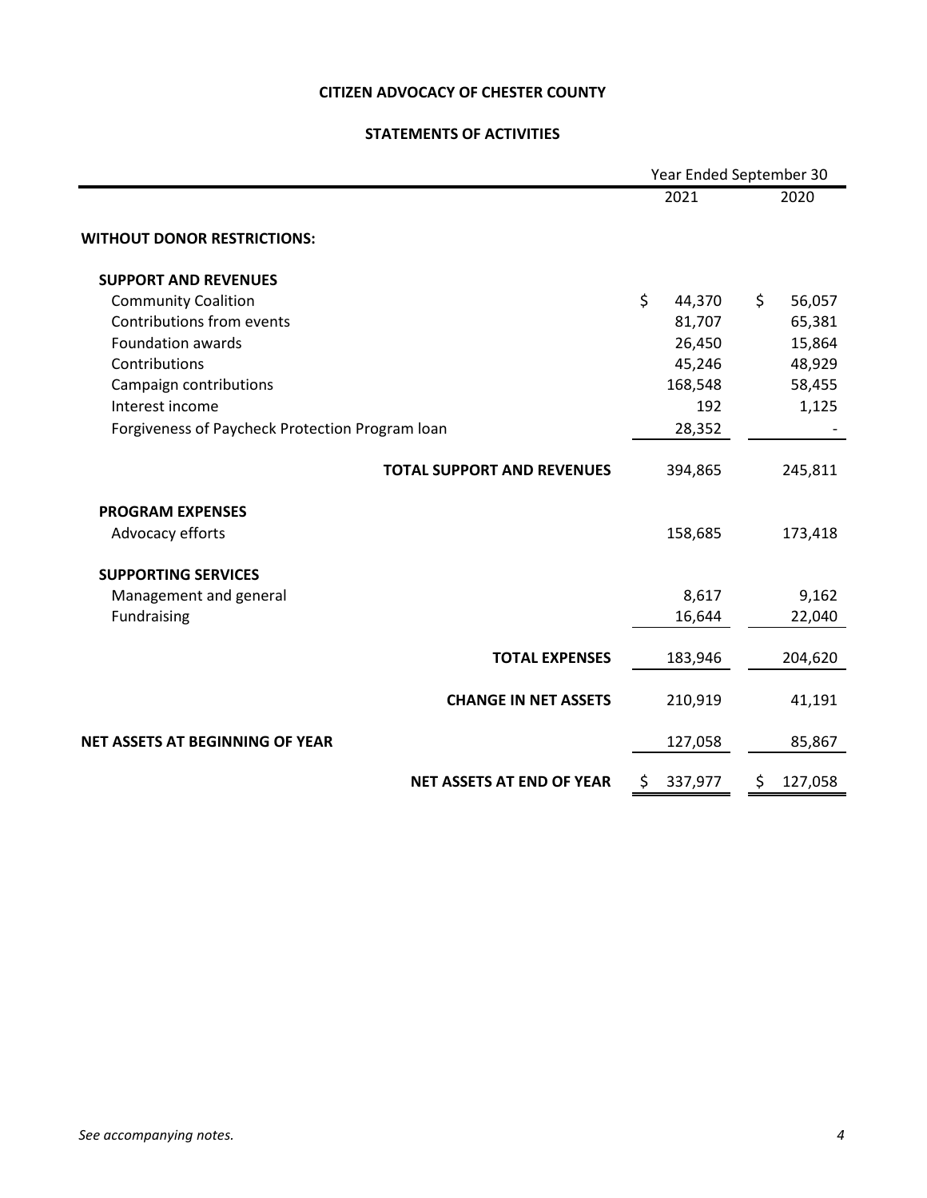# CITIZEN ADVOCACY OF CHESTER COUNTY

## STATEMENTS OF ACTIVITIES

| | Year Ended September 30 | |
|---|---|---|
| | 2021 | 2020 |
| **WITHOUT DONOR RESTRICTIONS:** | | |
| **SUPPORT AND REVENUES** | | |
| Community Coalition | $ 44,370 | $ 56,057 |
| Contributions from events | 81,707 | 65,381 |
| Foundation awards | 26,450 | 15,864 |
| Contributions | 45,246 | 48,929 |
| Campaign contributions | 168,548 | 58,455 |
| Interest income | 192 | 1,125 |
| Forgiveness of Paycheck Protection Program loan | 28,352 | - |
| **TOTAL SUPPORT AND REVENUES** | 394,865 | 245,811 |
| **PROGRAM EXPENSES** | | |
| Advocacy efforts | 158,685 | 173,418 |
| **SUPPORTING SERVICES** | | |
| Management and general | 8,617 | 9,162 |
| Fundraising | 16,644 | 22,040 |
| **TOTAL EXPENSES** | 183,946 | 204,620 |
| **CHANGE IN NET ASSETS** | 210,919 | 41,191 |
| **NET ASSETS AT BEGINNING OF YEAR** | 127,058 | 85,867 |
| **NET ASSETS AT END OF YEAR** | $ 337,977 | $ 127,058 |

*See accompanying notes.*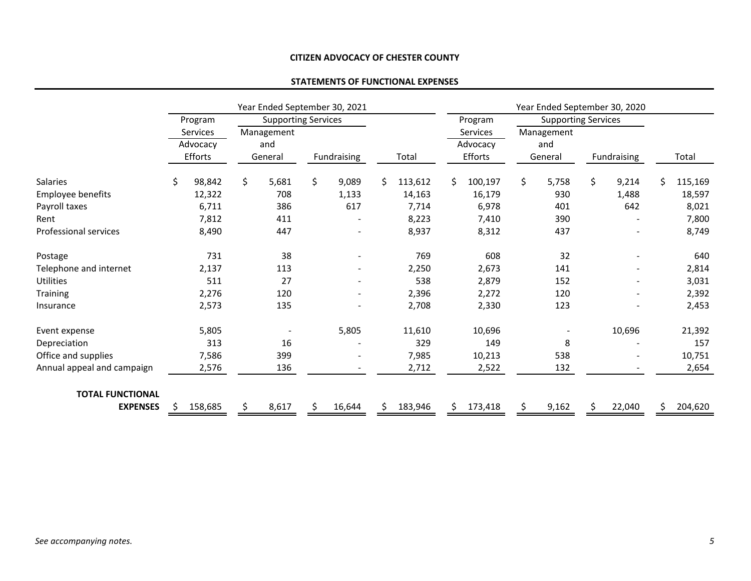**CITIZEN ADVOCACY OF CHESTER COUNTY**

**STATEMENTS OF FUNCTIONAL EXPENSES**

| | Year Ended September 30, 2021 | | | | Year Ended September 30, 2020 | | | |
|---|---|---|---|---|---|---|---|---|
| | Program Services | Supporting Services | | | Program Services | Supporting Services | | |
| | Advocacy Efforts | Management and General | Fundraising | Total | Advocacy Efforts | Management and General | Fundraising | Total |
| Salaries | $ 98,842 | $ 5,681 | $ 9,089 | $ 113,612 | $ 100,197 | $ 5,758 | $ 9,214 | $ 115,169 |
| Employee benefits | 12,322 | 708 | 1,133 | 14,163 | 16,179 | 930 | 1,488 | 18,597 |
| Payroll taxes | 6,711 | 386 | 617 | 7,714 | 6,978 | 401 | 642 | 8,021 |
| Rent | 7,812 | 411 | - | 8,223 | 7,410 | 390 | - | 7,800 |
| Professional services | 8,490 | 447 | - | 8,937 | 8,312 | 437 | - | 8,749 |
| Postage | 731 | 38 | - | 769 | 608 | 32 | - | 640 |
| Telephone and internet | 2,137 | 113 | - | 2,250 | 2,673 | 141 | - | 2,814 |
| Utilities | 511 | 27 | - | 538 | 2,879 | 152 | - | 3,031 |
| Training | 2,276 | 120 | - | 2,396 | 2,272 | 120 | - | 2,392 |
| Insurance | 2,573 | 135 | - | 2,708 | 2,330 | 123 | - | 2,453 |
| Event expense | 5,805 | - | 5,805 | 11,610 | 10,696 | - | 10,696 | 21,392 |
| Depreciation | 313 | 16 | - | 329 | 149 | 8 | - | 157 |
| Office and supplies | 7,586 | 399 | - | 7,985 | 10,213 | 538 | - | 10,751 |
| Annual appeal and campaign | 2,576 | 136 | - | 2,712 | 2,522 | 132 | - | 2,654 |
| **TOTAL FUNCTIONAL EXPENSES** | $ 158,685 | $ 8,617 | $ 16,644 | $ 183,946 | $ 173,418 | $ 9,162 | $ 22,040 | $ 204,620 |

*See accompanying notes.*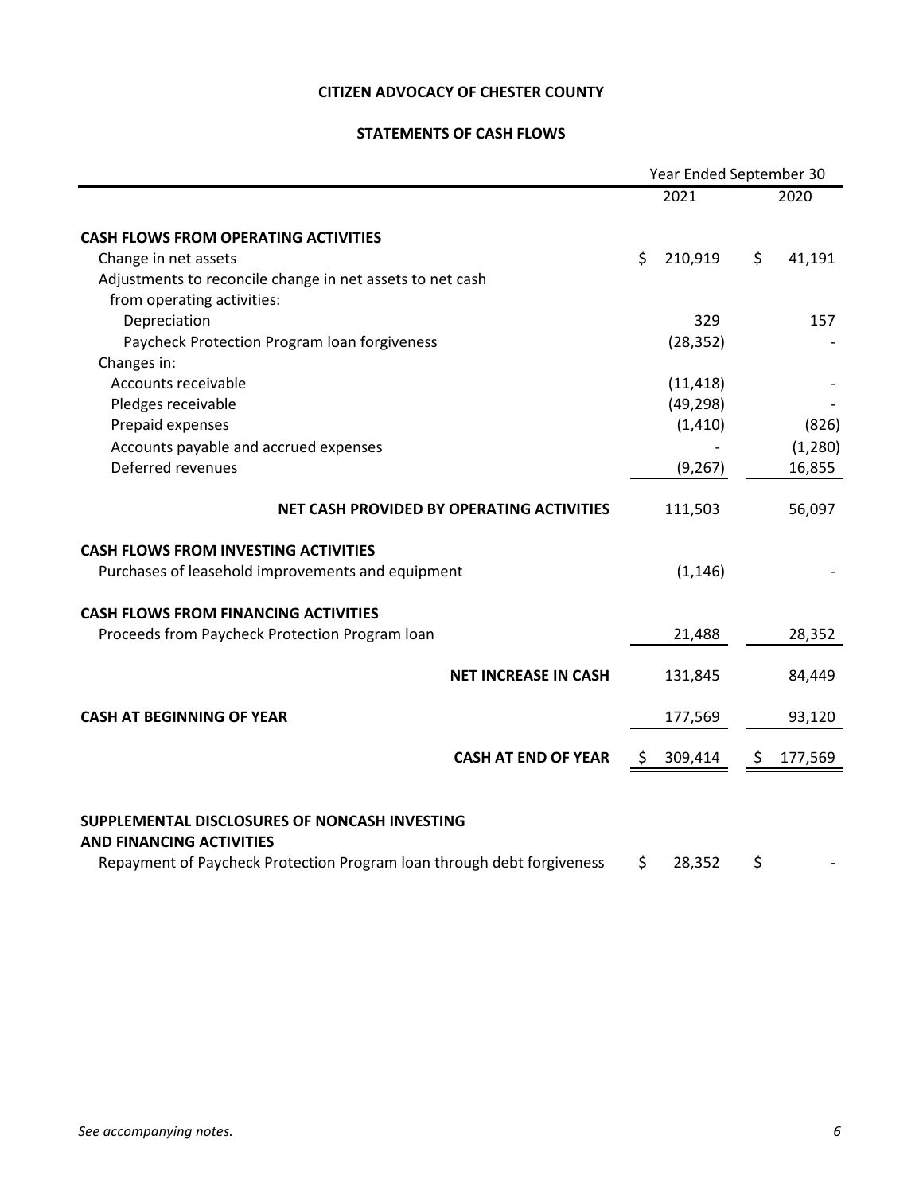# CITIZEN ADVOCACY OF CHESTER COUNTY

## STATEMENTS OF CASH FLOWS

| | Year Ended September 30 | |
|---|---|---|
| | 2021 | 2020 |
| **CASH FLOWS FROM OPERATING ACTIVITIES** | | |
| Change in net assets | $ 210,919 | $ 41,191 |
| Adjustments to reconcile change in net assets to net cash from operating activities: | | |
| Depreciation | 329 | 157 |
| Paycheck Protection Program loan forgiveness | (28,352) | - |
| Changes in: | | |
| Accounts receivable | (11,418) | - |
| Pledges receivable | (49,298) | - |
| Prepaid expenses | (1,410) | (826) |
| Accounts payable and accrued expenses | - | (1,280) |
| Deferred revenues | (9,267) | 16,855 |
| **NET CASH PROVIDED BY OPERATING ACTIVITIES** | 111,503 | 56,097 |
| **CASH FLOWS FROM INVESTING ACTIVITIES** | | |
| Purchases of leasehold improvements and equipment | (1,146) | - |
| **CASH FLOWS FROM FINANCING ACTIVITIES** | | |
| Proceeds from Paycheck Protection Program loan | 21,488 | 28,352 |
| **NET INCREASE IN CASH** | 131,845 | 84,449 |
| **CASH AT BEGINNING OF YEAR** | 177,569 | 93,120 |
| **CASH AT END OF YEAR** | $ 309,414 | $ 177,569 |
| **SUPPLEMENTAL DISCLOSURES OF NONCASH INVESTING AND FINANCING ACTIVITIES** | | |
| Repayment of Paycheck Protection Program loan through debt forgiveness | $ 28,352 | $ - |

*See accompanying notes.*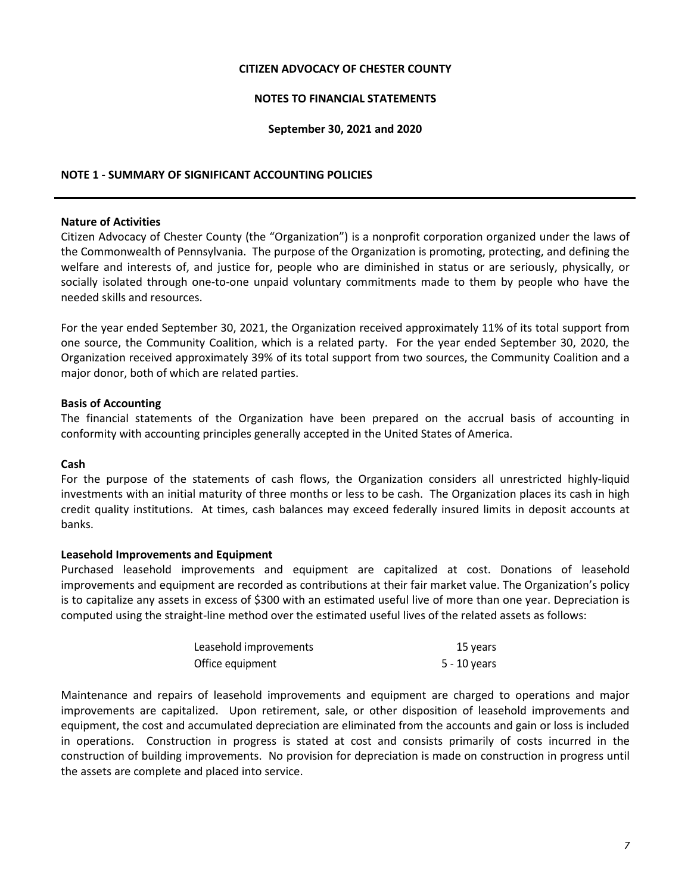**CITIZEN ADVOCACY OF CHESTER COUNTY**

**NOTES TO FINANCIAL STATEMENTS**

**September 30, 2021 and 2020**

## NOTE 1 - SUMMARY OF SIGNIFICANT ACCOUNTING POLICIES

### Nature of Activities

Citizen Advocacy of Chester County (the "Organization") is a nonprofit corporation organized under the laws of the Commonwealth of Pennsylvania. The purpose of the Organization is promoting, protecting, and defining the welfare and interests of, and justice for, people who are diminished in status or are seriously, physically, or socially isolated through one-to-one unpaid voluntary commitments made to them by people who have the needed skills and resources.

For the year ended September 30, 2021, the Organization received approximately 11% of its total support from one source, the Community Coalition, which is a related party. For the year ended September 30, 2020, the Organization received approximately 39% of its total support from two sources, the Community Coalition and a major donor, both of which are related parties.

### Basis of Accounting

The financial statements of the Organization have been prepared on the accrual basis of accounting in conformity with accounting principles generally accepted in the United States of America.

### Cash

For the purpose of the statements of cash flows, the Organization considers all unrestricted highly-liquid investments with an initial maturity of three months or less to be cash. The Organization places its cash in high credit quality institutions. At times, cash balances may exceed federally insured limits in deposit accounts at banks.

### Leasehold Improvements and Equipment

Purchased leasehold improvements and equipment are capitalized at cost. Donations of leasehold improvements and equipment are recorded as contributions at their fair market value. The Organization's policy is to capitalize any assets in excess of $300 with an estimated useful live of more than one year. Depreciation is computed using the straight-line method over the estimated useful lives of the related assets as follows:

| | |
|---|---|
| Leasehold improvements | 15 years |
| Office equipment | 5 - 10 years |

Maintenance and repairs of leasehold improvements and equipment are charged to operations and major improvements are capitalized. Upon retirement, sale, or other disposition of leasehold improvements and equipment, the cost and accumulated depreciation are eliminated from the accounts and gain or loss is included in operations. Construction in progress is stated at cost and consists primarily of costs incurred in the construction of building improvements. No provision for depreciation is made on construction in progress until the assets are complete and placed into service.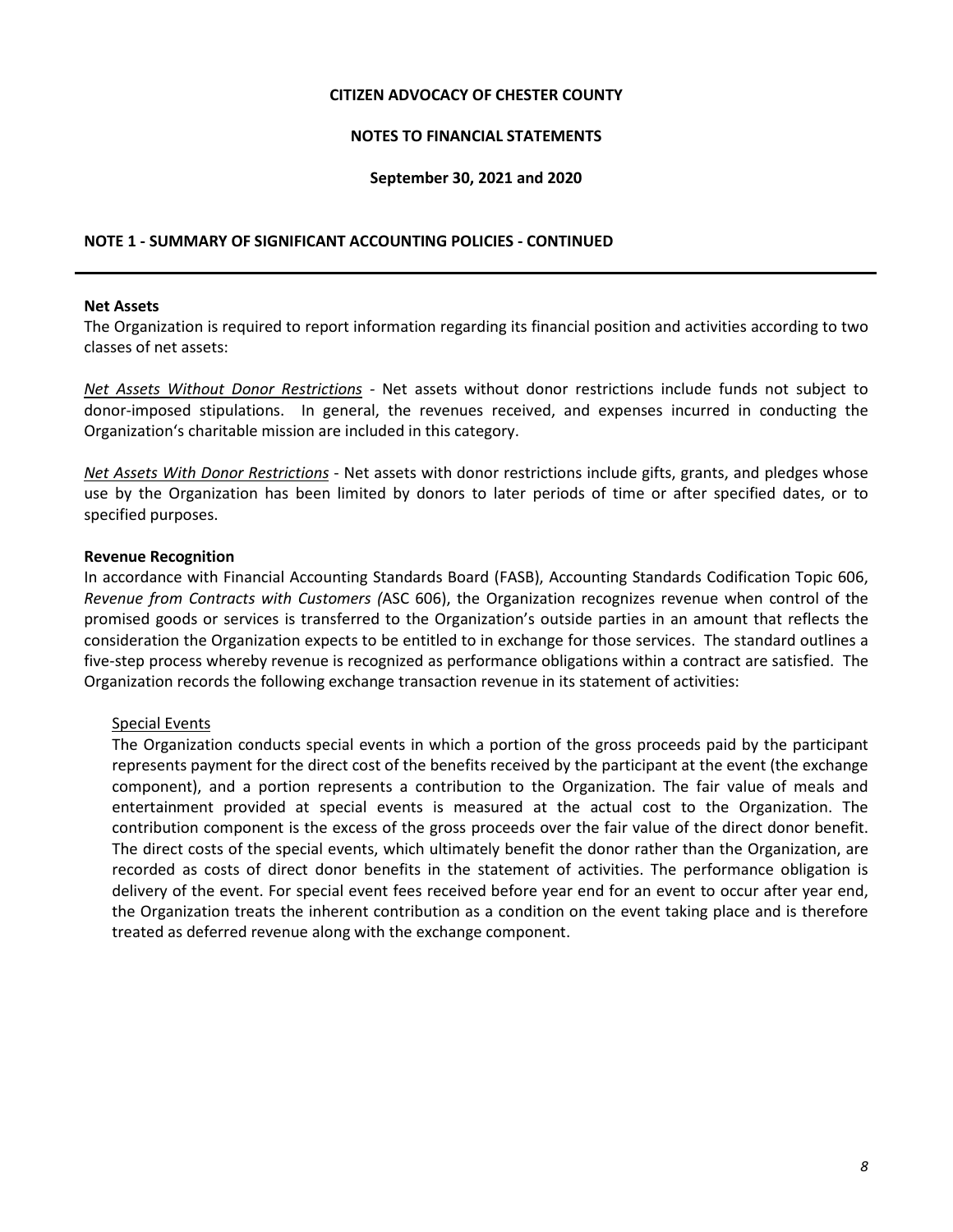### CITIZEN ADVOCACY OF CHESTER COUNTY

### NOTES TO FINANCIAL STATEMENTS

### September 30, 2021 and 2020

## NOTE 1 - SUMMARY OF SIGNIFICANT ACCOUNTING POLICIES - CONTINUED

**Net Assets**

The Organization is required to report information regarding its financial position and activities according to two classes of net assets:

*Net Assets Without Donor Restrictions* - Net assets without donor restrictions include funds not subject to donor-imposed stipulations. In general, the revenues received, and expenses incurred in conducting the Organization's charitable mission are included in this category.

*Net Assets With Donor Restrictions* - Net assets with donor restrictions include gifts, grants, and pledges whose use by the Organization has been limited by donors to later periods of time or after specified dates, or to specified purposes.

**Revenue Recognition**

In accordance with Financial Accounting Standards Board (FASB), Accounting Standards Codification Topic 606, *Revenue from Contracts with Customers (*ASC 606), the Organization recognizes revenue when control of the promised goods or services is transferred to the Organization's outside parties in an amount that reflects the consideration the Organization expects to be entitled to in exchange for those services. The standard outlines a five-step process whereby revenue is recognized as performance obligations within a contract are satisfied. The Organization records the following exchange transaction revenue in its statement of activities:

Special Events

The Organization conducts special events in which a portion of the gross proceeds paid by the participant represents payment for the direct cost of the benefits received by the participant at the event (the exchange component), and a portion represents a contribution to the Organization. The fair value of meals and entertainment provided at special events is measured at the actual cost to the Organization. The contribution component is the excess of the gross proceeds over the fair value of the direct donor benefit. The direct costs of the special events, which ultimately benefit the donor rather than the Organization, are recorded as costs of direct donor benefits in the statement of activities. The performance obligation is delivery of the event. For special event fees received before year end for an event to occur after year end, the Organization treats the inherent contribution as a condition on the event taking place and is therefore treated as deferred revenue along with the exchange component.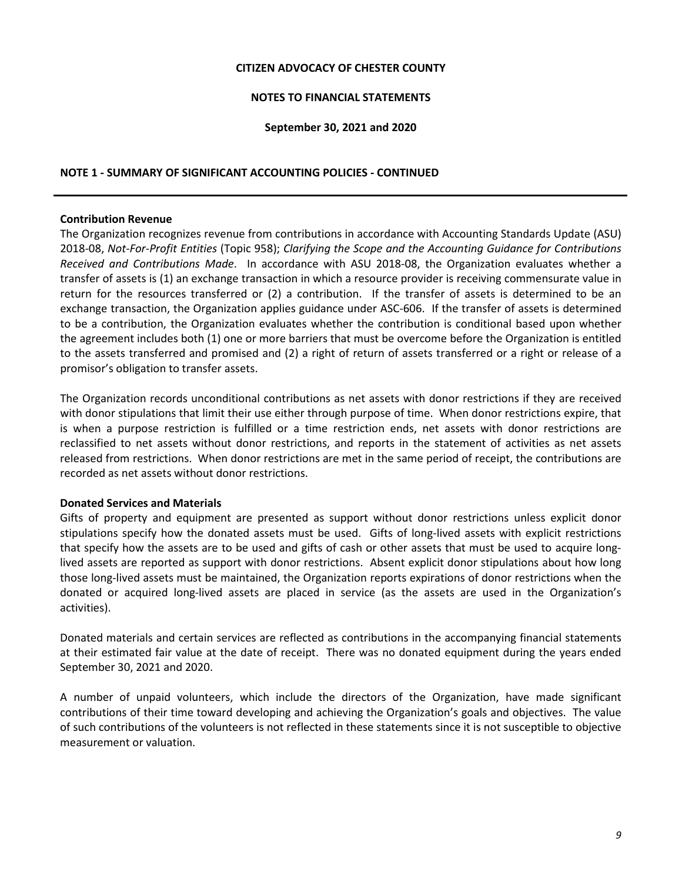# CITIZEN ADVOCACY OF CHESTER COUNTY

## NOTES TO FINANCIAL STATEMENTS

### September 30, 2021 and 2020

### NOTE 1 - SUMMARY OF SIGNIFICANT ACCOUNTING POLICIES - CONTINUED

**Contribution Revenue**

The Organization recognizes revenue from contributions in accordance with Accounting Standards Update (ASU) 2018-08, *Not-For-Profit Entities* (Topic 958); *Clarifying the Scope and the Accounting Guidance for Contributions Received and Contributions Made*. In accordance with ASU 2018-08, the Organization evaluates whether a transfer of assets is (1) an exchange transaction in which a resource provider is receiving commensurate value in return for the resources transferred or (2) a contribution. If the transfer of assets is determined to be an exchange transaction, the Organization applies guidance under ASC-606. If the transfer of assets is determined to be a contribution, the Organization evaluates whether the contribution is conditional based upon whether the agreement includes both (1) one or more barriers that must be overcome before the Organization is entitled to the assets transferred and promised and (2) a right of return of assets transferred or a right or release of a promisor's obligation to transfer assets.

The Organization records unconditional contributions as net assets with donor restrictions if they are received with donor stipulations that limit their use either through purpose of time. When donor restrictions expire, that is when a purpose restriction is fulfilled or a time restriction ends, net assets with donor restrictions are reclassified to net assets without donor restrictions, and reports in the statement of activities as net assets released from restrictions. When donor restrictions are met in the same period of receipt, the contributions are recorded as net assets without donor restrictions.

**Donated Services and Materials**

Gifts of property and equipment are presented as support without donor restrictions unless explicit donor stipulations specify how the donated assets must be used. Gifts of long-lived assets with explicit restrictions that specify how the assets are to be used and gifts of cash or other assets that must be used to acquire long-lived assets are reported as support with donor restrictions. Absent explicit donor stipulations about how long those long-lived assets must be maintained, the Organization reports expirations of donor restrictions when the donated or acquired long-lived assets are placed in service (as the assets are used in the Organization's activities).

Donated materials and certain services are reflected as contributions in the accompanying financial statements at their estimated fair value at the date of receipt. There was no donated equipment during the years ended September 30, 2021 and 2020.

A number of unpaid volunteers, which include the directors of the Organization, have made significant contributions of their time toward developing and achieving the Organization's goals and objectives. The value of such contributions of the volunteers is not reflected in these statements since it is not susceptible to objective measurement or valuation.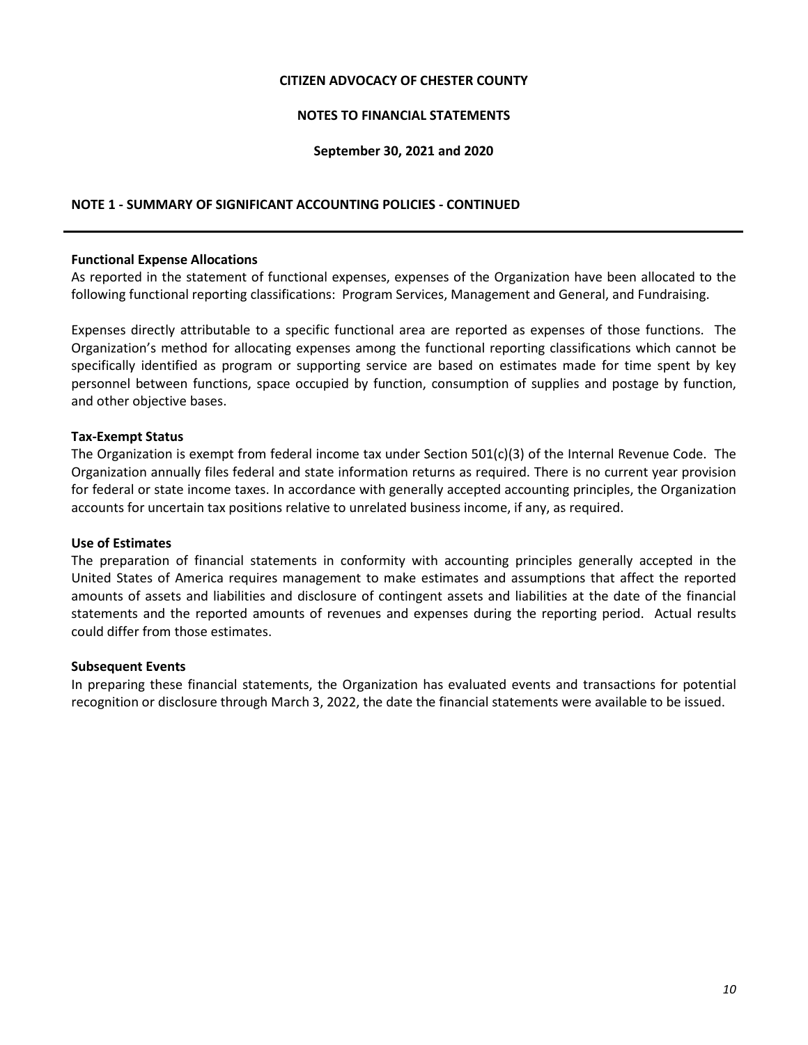# CITIZEN ADVOCACY OF CHESTER COUNTY

## NOTES TO FINANCIAL STATEMENTS

**September 30, 2021 and 2020**

## NOTE 1 - SUMMARY OF SIGNIFICANT ACCOUNTING POLICIES - CONTINUED

---

### Functional Expense Allocations

As reported in the statement of functional expenses, expenses of the Organization have been allocated to the following functional reporting classifications: Program Services, Management and General, and Fundraising.

Expenses directly attributable to a specific functional area are reported as expenses of those functions. The Organization's method for allocating expenses among the functional reporting classifications which cannot be specifically identified as program or supporting service are based on estimates made for time spent by key personnel between functions, space occupied by function, consumption of supplies and postage by function, and other objective bases.

### Tax-Exempt Status

The Organization is exempt from federal income tax under Section 501(c)(3) of the Internal Revenue Code. The Organization annually files federal and state information returns as required. There is no current year provision for federal or state income taxes. In accordance with generally accepted accounting principles, the Organization accounts for uncertain tax positions relative to unrelated business income, if any, as required.

### Use of Estimates

The preparation of financial statements in conformity with accounting principles generally accepted in the United States of America requires management to make estimates and assumptions that affect the reported amounts of assets and liabilities and disclosure of contingent assets and liabilities at the date of the financial statements and the reported amounts of revenues and expenses during the reporting period. Actual results could differ from those estimates.

### Subsequent Events

In preparing these financial statements, the Organization has evaluated events and transactions for potential recognition or disclosure through March 3, 2022, the date the financial statements were available to be issued.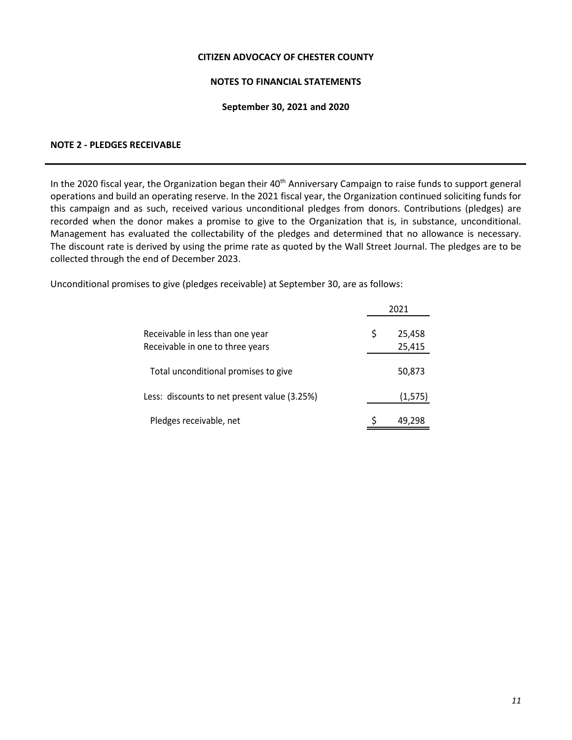**CITIZEN ADVOCACY OF CHESTER COUNTY**

**NOTES TO FINANCIAL STATEMENTS**

**September 30, 2021 and 2020**

## NOTE 2 - PLEDGES RECEIVABLE

In the 2020 fiscal year, the Organization began their 40th Anniversary Campaign to raise funds to support general operations and build an operating reserve. In the 2021 fiscal year, the Organization continued soliciting funds for this campaign and as such, received various unconditional pledges from donors. Contributions (pledges) are recorded when the donor makes a promise to give to the Organization that is, in substance, unconditional. Management has evaluated the collectability of the pledges and determined that no allowance is necessary. The discount rate is derived by using the prime rate as quoted by the Wall Street Journal. The pledges are to be collected through the end of December 2023.

Unconditional promises to give (pledges receivable) at September 30, are as follows:

| | 2021 |
|---|---|
| Receivable in less than one year | $ 25,458 |
| Receivable in one to three years | 25,415 |
| Total unconditional promises to give | 50,873 |
| Less: discounts to net present value (3.25%) | (1,575) |
| Pledges receivable, net | $ 49,298 |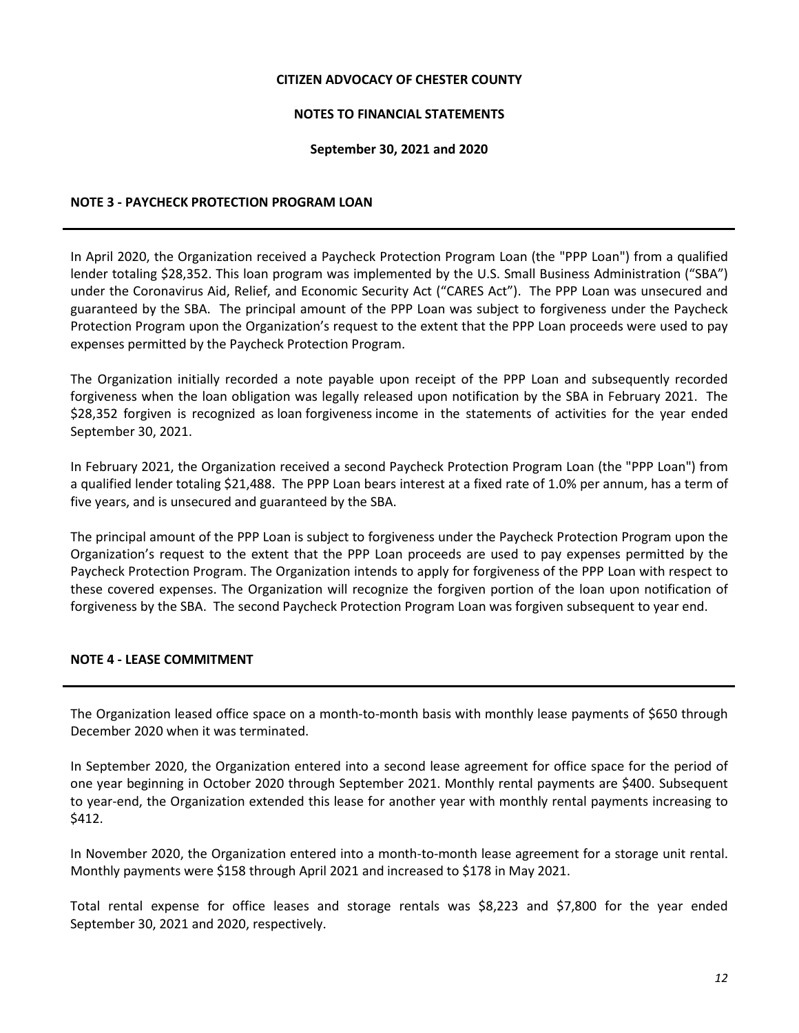**CITIZEN ADVOCACY OF CHESTER COUNTY**

**NOTES TO FINANCIAL STATEMENTS**

**September 30, 2021 and 2020**

## NOTE 3 - PAYCHECK PROTECTION PROGRAM LOAN

In April 2020, the Organization received a Paycheck Protection Program Loan (the "PPP Loan") from a qualified lender totaling $28,352. This loan program was implemented by the U.S. Small Business Administration ("SBA") under the Coronavirus Aid, Relief, and Economic Security Act ("CARES Act"). The PPP Loan was unsecured and guaranteed by the SBA. The principal amount of the PPP Loan was subject to forgiveness under the Paycheck Protection Program upon the Organization's request to the extent that the PPP Loan proceeds were used to pay expenses permitted by the Paycheck Protection Program.

The Organization initially recorded a note payable upon receipt of the PPP Loan and subsequently recorded forgiveness when the loan obligation was legally released upon notification by the SBA in February 2021. The $28,352 forgiven is recognized as loan forgiveness income in the statements of activities for the year ended September 30, 2021.

In February 2021, the Organization received a second Paycheck Protection Program Loan (the "PPP Loan") from a qualified lender totaling $21,488. The PPP Loan bears interest at a fixed rate of 1.0% per annum, has a term of five years, and is unsecured and guaranteed by the SBA.

The principal amount of the PPP Loan is subject to forgiveness under the Paycheck Protection Program upon the Organization's request to the extent that the PPP Loan proceeds are used to pay expenses permitted by the Paycheck Protection Program. The Organization intends to apply for forgiveness of the PPP Loan with respect to these covered expenses. The Organization will recognize the forgiven portion of the loan upon notification of forgiveness by the SBA. The second Paycheck Protection Program Loan was forgiven subsequent to year end.

## NOTE 4 - LEASE COMMITMENT

The Organization leased office space on a month-to-month basis with monthly lease payments of $650 through December 2020 when it was terminated.

In September 2020, the Organization entered into a second lease agreement for office space for the period of one year beginning in October 2020 through September 2021. Monthly rental payments are $400. Subsequent to year-end, the Organization extended this lease for another year with monthly rental payments increasing to $412.

In November 2020, the Organization entered into a month-to-month lease agreement for a storage unit rental. Monthly payments were $158 through April 2021 and increased to $178 in May 2021.

Total rental expense for office leases and storage rentals was $8,223 and $7,800 for the year ended September 30, 2021 and 2020, respectively.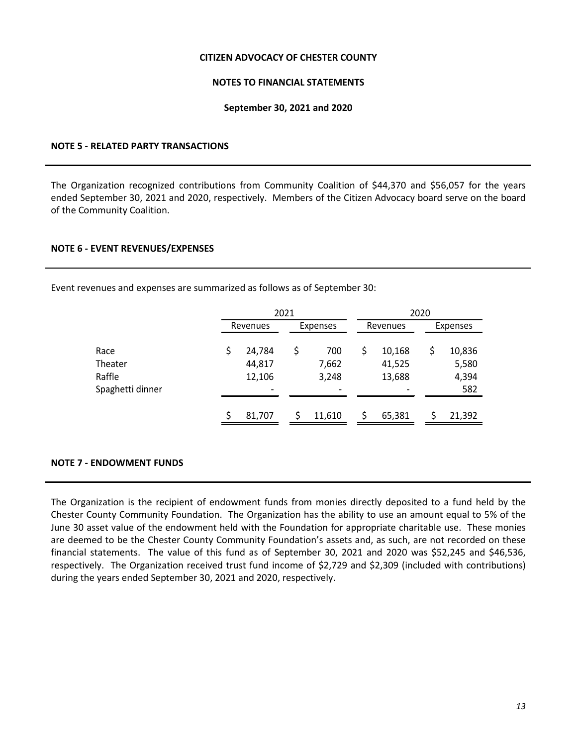# CITIZEN ADVOCACY OF CHESTER COUNTY

## NOTES TO FINANCIAL STATEMENTS

### September 30, 2021 and 2020

### NOTE 5 - RELATED PARTY TRANSACTIONS

The Organization recognized contributions from Community Coalition of $44,370 and $56,057 for the years ended September 30, 2021 and 2020, respectively. Members of the Citizen Advocacy board serve on the board of the Community Coalition.

### NOTE 6 - EVENT REVENUES/EXPENSES

Event revenues and expenses are summarized as follows as of September 30:

| | 2021 | | 2020 | |
|---|---|---|---|---|
| | Revenues | Expenses | Revenues | Expenses |
| Race | $ 24,784 | $ 700 | $ 10,168 | $ 10,836 |
| Theater | 44,817 | 7,662 | 41,525 | 5,580 |
| Raffle | 12,106 | 3,248 | 13,688 | 4,394 |
| Spaghetti dinner | - | - | - | 582 |
| | $ 81,707 | $ 11,610 | $ 65,381 | $ 21,392 |

### NOTE 7 - ENDOWMENT FUNDS

The Organization is the recipient of endowment funds from monies directly deposited to a fund held by the Chester County Community Foundation. The Organization has the ability to use an amount equal to 5% of the June 30 asset value of the endowment held with the Foundation for appropriate charitable use. These monies are deemed to be the Chester County Community Foundation's assets and, as such, are not recorded on these financial statements. The value of this fund as of September 30, 2021 and 2020 was $52,245 and $46,536, respectively. The Organization received trust fund income of $2,729 and $2,309 (included with contributions) during the years ended September 30, 2021 and 2020, respectively.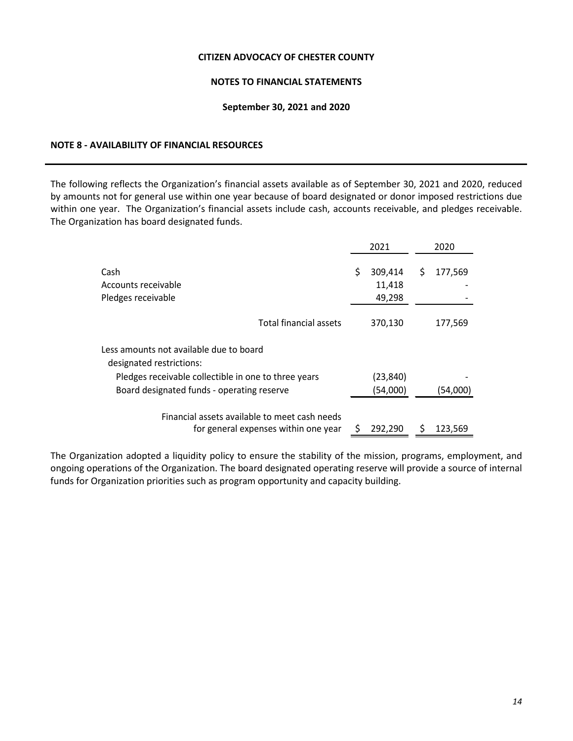**CITIZEN ADVOCACY OF CHESTER COUNTY**

**NOTES TO FINANCIAL STATEMENTS**

**September 30, 2021 and 2020**

**NOTE 8 - AVAILABILITY OF FINANCIAL RESOURCES**

The following reflects the Organization's financial assets available as of September 30, 2021 and 2020, reduced by amounts not for general use within one year because of board designated or donor imposed restrictions due within one year. The Organization's financial assets include cash, accounts receivable, and pledges receivable. The Organization has board designated funds.

| | 2021 | 2020 |
|---|---|---|
| Cash | $ 309,414 | $ 177,569 |
| Accounts receivable | 11,418 | - |
| Pledges receivable | 49,298 | - |
| Total financial assets | 370,130 | 177,569 |
| Less amounts not available due to board designated restrictions: | | |
| Pledges receivable collectible in one to three years | (23,840) | - |
| Board designated funds - operating reserve | (54,000) | (54,000) |
| Financial assets available to meet cash needs for general expenses within one year | $ 292,290 | $ 123,569 |

The Organization adopted a liquidity policy to ensure the stability of the mission, programs, employment, and ongoing operations of the Organization. The board designated operating reserve will provide a source of internal funds for Organization priorities such as program opportunity and capacity building.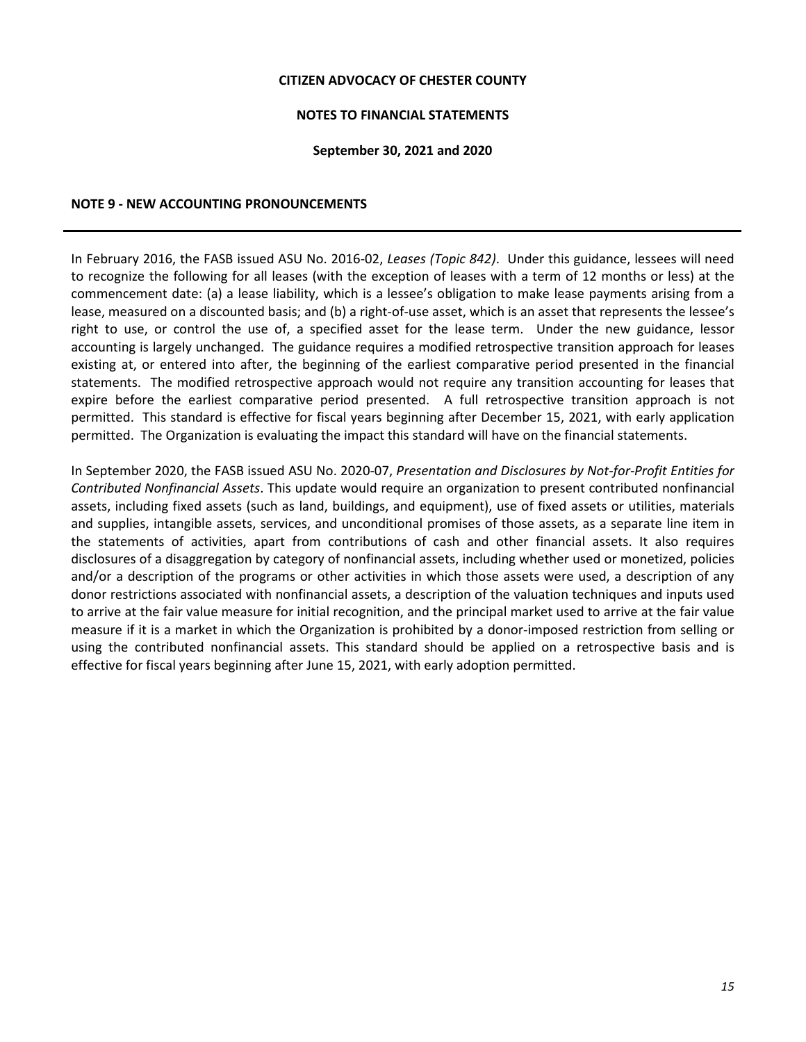## NOTE 9 - NEW ACCOUNTING PRONOUNCEMENTS

In February 2016, the FASB issued ASU No. 2016-02, *Leases (Topic 842)*. Under this guidance, lessees will need to recognize the following for all leases (with the exception of leases with a term of 12 months or less) at the commencement date: (a) a lease liability, which is a lessee's obligation to make lease payments arising from a lease, measured on a discounted basis; and (b) a right-of-use asset, which is an asset that represents the lessee's right to use, or control the use of, a specified asset for the lease term. Under the new guidance, lessor accounting is largely unchanged. The guidance requires a modified retrospective transition approach for leases existing at, or entered into after, the beginning of the earliest comparative period presented in the financial statements. The modified retrospective approach would not require any transition accounting for leases that expire before the earliest comparative period presented. A full retrospective transition approach is not permitted. This standard is effective for fiscal years beginning after December 15, 2021, with early application permitted. The Organization is evaluating the impact this standard will have on the financial statements.

In September 2020, the FASB issued ASU No. 2020-07, *Presentation and Disclosures by Not-for-Profit Entities for Contributed Nonfinancial Assets*. This update would require an organization to present contributed nonfinancial assets, including fixed assets (such as land, buildings, and equipment), use of fixed assets or utilities, materials and supplies, intangible assets, services, and unconditional promises of those assets, as a separate line item in the statements of activities, apart from contributions of cash and other financial assets. It also requires disclosures of a disaggregation by category of nonfinancial assets, including whether used or monetized, policies and/or a description of the programs or other activities in which those assets were used, a description of any donor restrictions associated with nonfinancial assets, a description of the valuation techniques and inputs used to arrive at the fair value measure for initial recognition, and the principal market used to arrive at the fair value measure if it is a market in which the Organization is prohibited by a donor-imposed restriction from selling or using the contributed nonfinancial assets. This standard should be applied on a retrospective basis and is effective for fiscal years beginning after June 15, 2021, with early adoption permitted.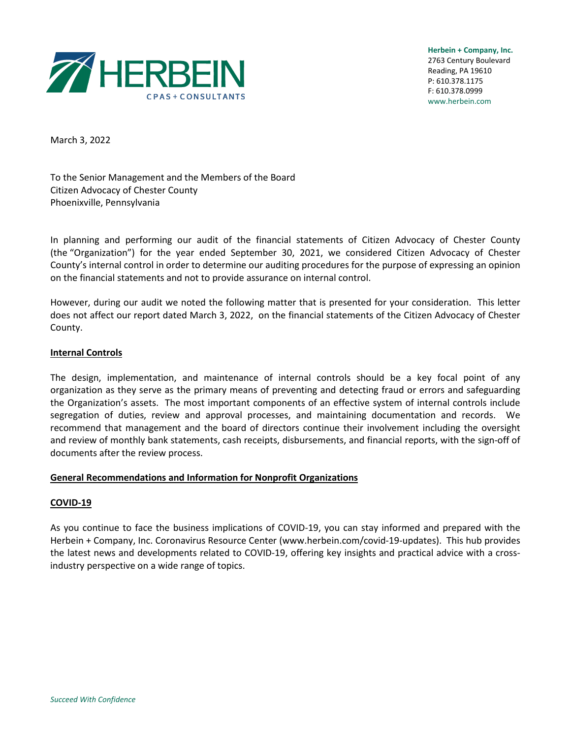**Herbein + Company, Inc.**
2763 Century Boulevard
Reading, PA 19610
P: 610.378.1175
F: 610.378.0999
www.herbein.com

March 3, 2022

To the Senior Management and the Members of the Board
Citizen Advocacy of Chester County
Phoenixville, Pennsylvania

In planning and performing our audit of the financial statements of Citizen Advocacy of Chester County (the "Organization") for the year ended September 30, 2021, we considered Citizen Advocacy of Chester County's internal control in order to determine our auditing procedures for the purpose of expressing an opinion on the financial statements and not to provide assurance on internal control.

However, during our audit we noted the following matter that is presented for your consideration. This letter does not affect our report dated March 3, 2022, on the financial statements of the Citizen Advocacy of Chester County.

**Internal Controls**

The design, implementation, and maintenance of internal controls should be a key focal point of any organization as they serve as the primary means of preventing and detecting fraud or errors and safeguarding the Organization's assets. The most important components of an effective system of internal controls include segregation of duties, review and approval processes, and maintaining documentation and records. We recommend that management and the board of directors continue their involvement including the oversight and review of monthly bank statements, cash receipts, disbursements, and financial reports, with the sign-off of documents after the review process.

**General Recommendations and Information for Nonprofit Organizations**

**COVID-19**

As you continue to face the business implications of COVID-19, you can stay informed and prepared with the Herbein + Company, Inc. Coronavirus Resource Center (www.herbein.com/covid-19-updates). This hub provides the latest news and developments related to COVID-19, offering key insights and practical advice with a cross-industry perspective on a wide range of topics.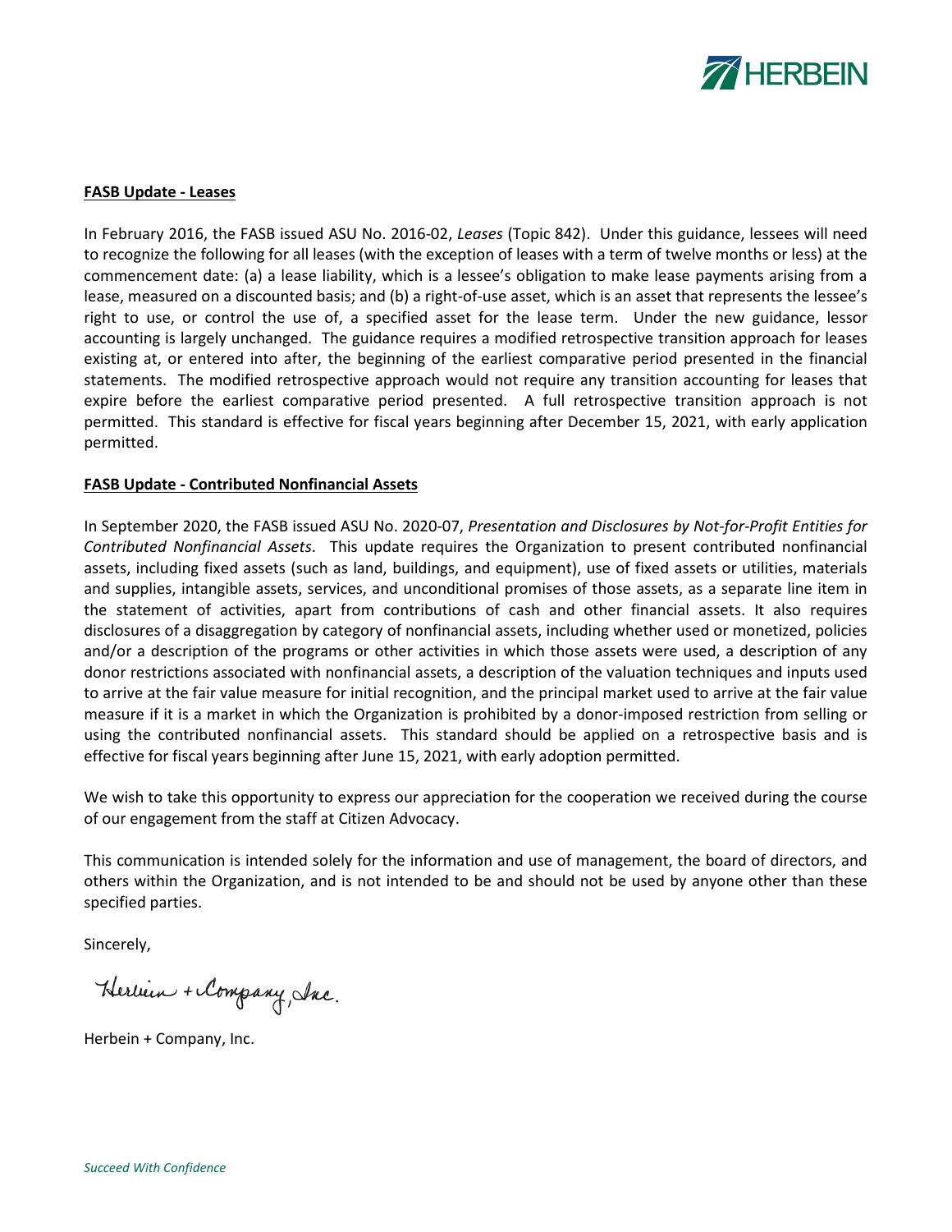**FASB Update - Leases**

In February 2016, the FASB issued ASU No. 2016-02, *Leases* (Topic 842). Under this guidance, lessees will need to recognize the following for all leases (with the exception of leases with a term of twelve months or less) at the commencement date: (a) a lease liability, which is a lessee's obligation to make lease payments arising from a lease, measured on a discounted basis; and (b) a right-of-use asset, which is an asset that represents the lessee's right to use, or control the use of, a specified asset for the lease term. Under the new guidance, lessor accounting is largely unchanged. The guidance requires a modified retrospective transition approach for leases existing at, or entered into after, the beginning of the earliest comparative period presented in the financial statements. The modified retrospective approach would not require any transition accounting for leases that expire before the earliest comparative period presented. A full retrospective transition approach is not permitted. This standard is effective for fiscal years beginning after December 15, 2021, with early application permitted.

**FASB Update - Contributed Nonfinancial Assets**

In September 2020, the FASB issued ASU No. 2020-07, *Presentation and Disclosures by Not-for-Profit Entities for Contributed Nonfinancial Assets*. This update requires the Organization to present contributed nonfinancial assets, including fixed assets (such as land, buildings, and equipment), use of fixed assets or utilities, materials and supplies, intangible assets, services, and unconditional promises of those assets, as a separate line item in the statement of activities, apart from contributions of cash and other financial assets. It also requires disclosures of a disaggregation by category of nonfinancial assets, including whether used or monetized, policies and/or a description of the programs or other activities in which those assets were used, a description of any donor restrictions associated with nonfinancial assets, a description of the valuation techniques and inputs used to arrive at the fair value measure for initial recognition, and the principal market used to arrive at the fair value measure if it is a market in which the Organization is prohibited by a donor-imposed restriction from selling or using the contributed nonfinancial assets. This standard should be applied on a retrospective basis and is effective for fiscal years beginning after June 15, 2021, with early adoption permitted.

We wish to take this opportunity to express our appreciation for the cooperation we received during the course of our engagement from the staff at Citizen Advocacy.

This communication is intended solely for the information and use of management, the board of directors, and others within the Organization, and is not intended to be and should not be used by anyone other than these specified parties.

Sincerely,

Herbein + Company, Inc.

Herbein + Company, Inc.